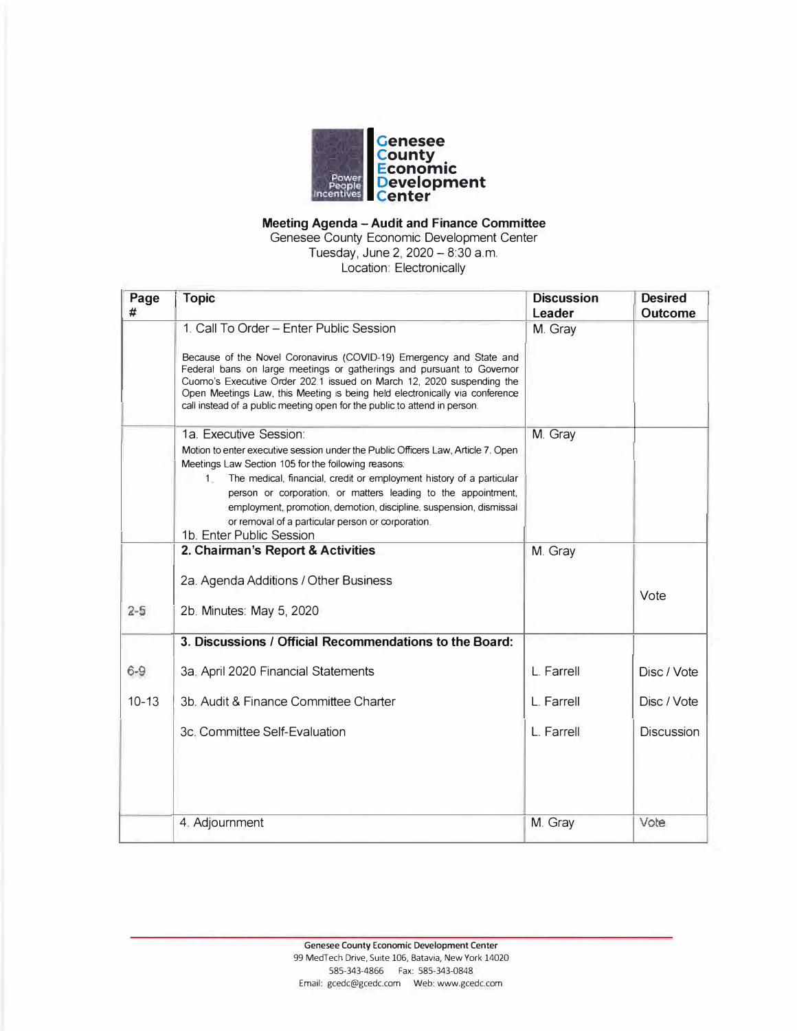**Genesee County Economic Development Center**

Power People Incentives

# Meeting Agenda – Audit and Finance Committee

Genesee County Economic Development Center
Tuesday, June 2, 2020 – 8:30 a.m.
Location: Electronically

| Page # | Topic | Discussion Leader | Desired Outcome |
|---|---|---|---|
| | 1. Call To Order – Enter Public Session<br><br>Because of the Novel Coronavirus (COVID-19) Emergency and State and Federal bans on large meetings or gatherings and pursuant to Governor Cuomo's Executive Order 202.1 issued on March 12, 2020 suspending the Open Meetings Law, this Meeting is being held electronically via conference call instead of a public meeting open for the public to attend in person. | M. Gray | |
| | 1a. Executive Session:<br>Motion to enter executive session under the Public Officers Law, Article 7, Open Meetings Law Section 105 for the following reasons:<br>1. The medical, financial, credit or employment history of a particular person or corporation, or matters leading to the appointment, employment, promotion, demotion, discipline, suspension, dismissal or removal of a particular person or corporation.<br>1b. Enter Public Session | M. Gray | |
| | **2. Chairman's Report & Activities** | M. Gray | |
| | 2a. Agenda Additions / Other Business | | |
| 2-5 | 2b. Minutes: May 5, 2020 | | Vote |
| | **3. Discussions / Official Recommendations to the Board:** | | |
| 6-9 | 3a. April 2020 Financial Statements | L. Farrell | Disc / Vote |
| 10-13 | 3b. Audit & Finance Committee Charter | L. Farrell | Disc / Vote |
| | 3c. Committee Self-Evaluation | L. Farrell | Discussion |
| | 4. Adjournment | M. Gray | Vote |

**Genesee County Economic Development Center**
99 MedTech Drive, Suite 106, Batavia, New York 14020
585-343-4866 Fax: 585-343-0848
Email: gcedc@gcedc.com Web: www.gcedc.com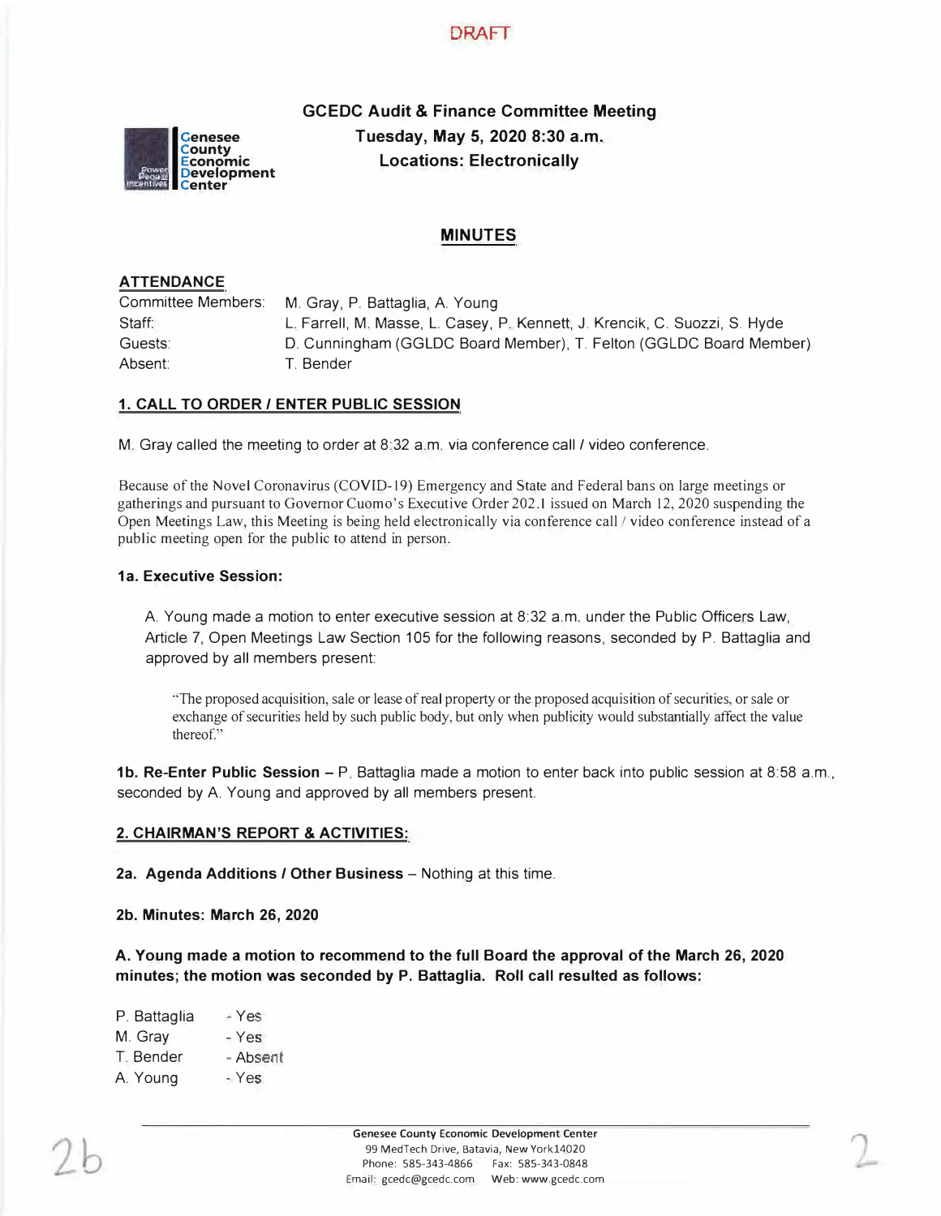DRAFT

# GCEDC Audit & Finance Committee Meeting
**Tuesday, May 5, 2020 8:30 a.m.**
**Locations: Electronically**

## MINUTES

**ATTENDANCE**

| | |
|---|---|
| Committee Members: | M. Gray, P. Battaglia, A. Young |
| Staff: | L. Farrell, M. Masse, L. Casey, P. Kennett, J. Krencik, C. Suozzi, S. Hyde |
| Guests: | D. Cunningham (GGLDC Board Member), T. Felton (GGLDC Board Member) |
| Absent: | T. Bender |

### 1. CALL TO ORDER / ENTER PUBLIC SESSION

M. Gray called the meeting to order at 8:32 a.m. via conference call / video conference.

Because of the Novel Coronavirus (COVID-19) Emergency and State and Federal bans on large meetings or gatherings and pursuant to Governor Cuomo's Executive Order 202.1 issued on March 12, 2020 suspending the Open Meetings Law, this Meeting is being held electronically via conference call / video conference instead of a public meeting open for the public to attend in person.

**1a. Executive Session:**

A. Young made a motion to enter executive session at 8:32 a.m. under the Public Officers Law, Article 7, Open Meetings Law Section 105 for the following reasons, seconded by P. Battaglia and approved by all members present:

> "The proposed acquisition, sale or lease of real property or the proposed acquisition of securities, or sale or exchange of securities held by such public body, but only when publicity would substantially affect the value thereof."

**1b. Re-Enter Public Session** – P. Battaglia made a motion to enter back into public session at 8:58 a.m., seconded by A. Young and approved by all members present.

### 2. CHAIRMAN'S REPORT & ACTIVITIES:

**2a. Agenda Additions / Other Business** – Nothing at this time.

**2b. Minutes: March 26, 2020**

**A. Young made a motion to recommend to the full Board the approval of the March 26, 2020 minutes; the motion was seconded by P. Battaglia. Roll call resulted as follows:**

P. Battaglia - Yes
M. Gray - Yes
T. Bender - Absent
A. Young - Yes

2b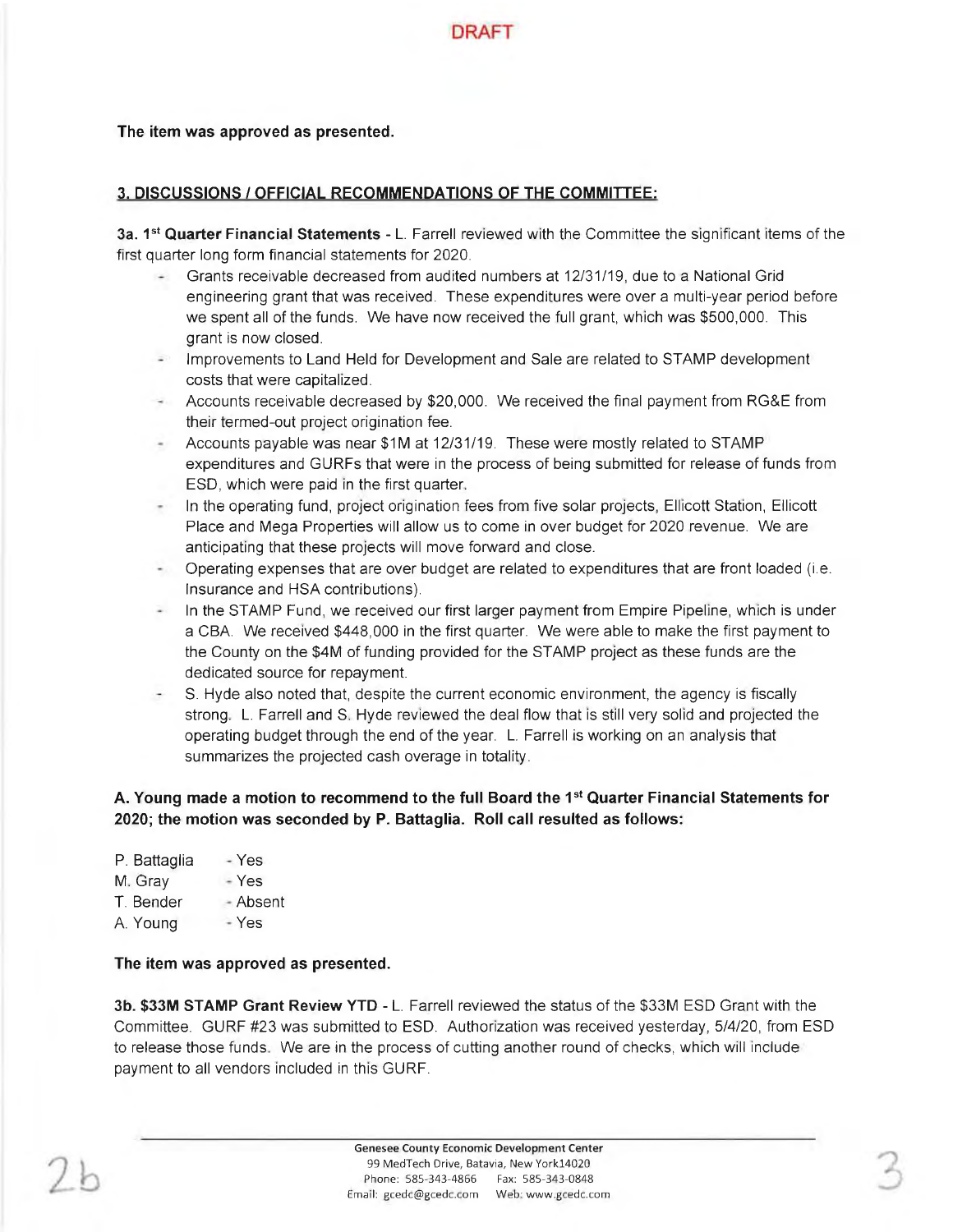DRAFT

**The item was approved as presented.**

**3. DISCUSSIONS / OFFICIAL RECOMMENDATIONS OF THE COMMITTEE:**

**3a. 1st Quarter Financial Statements** - L. Farrell reviewed with the Committee the significant items of the first quarter long form financial statements for 2020.

- Grants receivable decreased from audited numbers at 12/31/19, due to a National Grid engineering grant that was received. These expenditures were over a multi-year period before we spent all of the funds. We have now received the full grant, which was $500,000. This grant is now closed.
- Improvements to Land Held for Development and Sale are related to STAMP development costs that were capitalized.
- Accounts receivable decreased by $20,000. We received the final payment from RG&E from their termed-out project origination fee.
- Accounts payable was near $1M at 12/31/19. These were mostly related to STAMP expenditures and GURFs that were in the process of being submitted for release of funds from ESD, which were paid in the first quarter.
- In the operating fund, project origination fees from five solar projects, Ellicott Station, Ellicott Place and Mega Properties will allow us to come in over budget for 2020 revenue. We are anticipating that these projects will move forward and close.
- Operating expenses that are over budget are related to expenditures that are front loaded (i.e. Insurance and HSA contributions).
- In the STAMP Fund, we received our first larger payment from Empire Pipeline, which is under a CBA. We received $448,000 in the first quarter. We were able to make the first payment to the County on the $4M of funding provided for the STAMP project as these funds are the dedicated source for repayment.
- S. Hyde also noted that, despite the current economic environment, the agency is fiscally strong. L. Farrell and S. Hyde reviewed the deal flow that is still very solid and projected the operating budget through the end of the year. L. Farrell is working on an analysis that summarizes the projected cash overage in totality.

**A. Young made a motion to recommend to the full Board the 1st Quarter Financial Statements for 2020; the motion was seconded by P. Battaglia. Roll call resulted as follows:**

P. Battaglia - Yes
M. Gray - Yes
T. Bender - Absent
A. Young - Yes

**The item was approved as presented.**

**3b. $33M STAMP Grant Review YTD** - L. Farrell reviewed the status of the $33M ESD Grant with the Committee. GURF #23 was submitted to ESD. Authorization was received yesterday, 5/4/20, from ESD to release those funds. We are in the process of cutting another round of checks, which will include payment to all vendors included in this GURF.

Genesee County Economic Development Center
99 MedTech Drive, Batavia, New York14020
Phone: 585-343-4866 Fax: 585-343-0848
Email: gcedc@gcedc.com Web: www.gcedc.com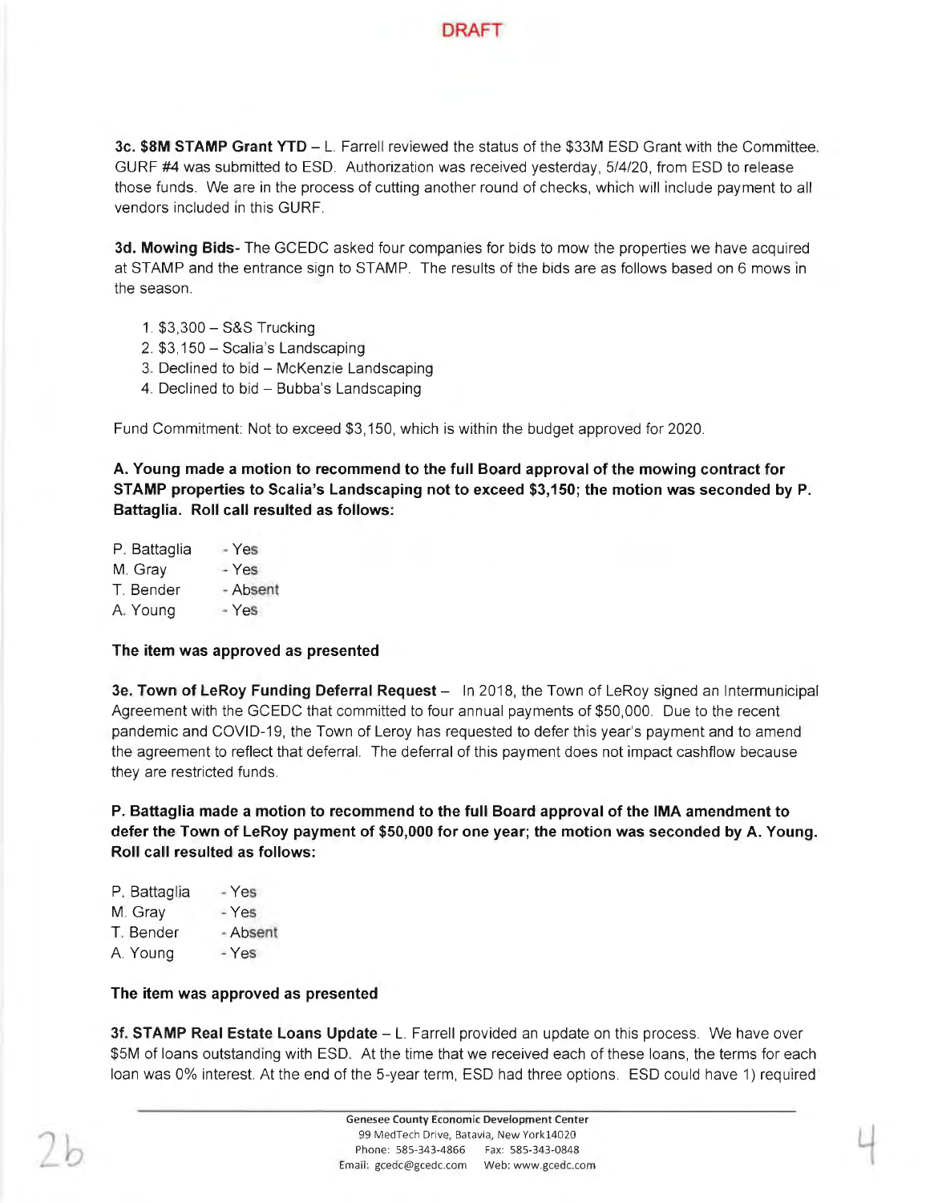DRAFT

**3c. $8M STAMP Grant YTD** – L. Farrell reviewed the status of the $33M ESD Grant with the Committee. GURF #4 was submitted to ESD. Authorization was received yesterday, 5/4/20, from ESD to release those funds. We are in the process of cutting another round of checks, which will include payment to all vendors included in this GURF.

**3d. Mowing Bids**- The GCEDC asked four companies for bids to mow the properties we have acquired at STAMP and the entrance sign to STAMP. The results of the bids are as follows based on 6 mows in the season.

1. $3,300 – S&S Trucking
2. $3,150 – Scalia's Landscaping
3. Declined to bid – McKenzie Landscaping
4. Declined to bid – Bubba's Landscaping

Fund Commitment: Not to exceed $3,150, which is within the budget approved for 2020.

**A. Young made a motion to recommend to the full Board approval of the mowing contract for STAMP properties to Scalia's Landscaping not to exceed $3,150; the motion was seconded by P. Battaglia. Roll call resulted as follows:**

P. Battaglia - Yes
M. Gray - Yes
T. Bender - Absent
A. Young - Yes

**The item was approved as presented**

**3e. Town of LeRoy Funding Deferral Request** – In 2018, the Town of LeRoy signed an Intermunicipal Agreement with the GCEDC that committed to four annual payments of $50,000. Due to the recent pandemic and COVID-19, the Town of Leroy has requested to defer this year's payment and to amend the agreement to reflect that deferral. The deferral of this payment does not impact cashflow because they are restricted funds.

**P. Battaglia made a motion to recommend to the full Board approval of the IMA amendment to defer the Town of LeRoy payment of $50,000 for one year; the motion was seconded by A. Young. Roll call resulted as follows:**

P. Battaglia - Yes
M. Gray - Yes
T. Bender - Absent
A. Young - Yes

**The item was approved as presented**

**3f. STAMP Real Estate Loans Update** – L. Farrell provided an update on this process. We have over $5M of loans outstanding with ESD. At the time that we received each of these loans, the terms for each loan was 0% interest. At the end of the 5-year term, ESD had three options. ESD could have 1) required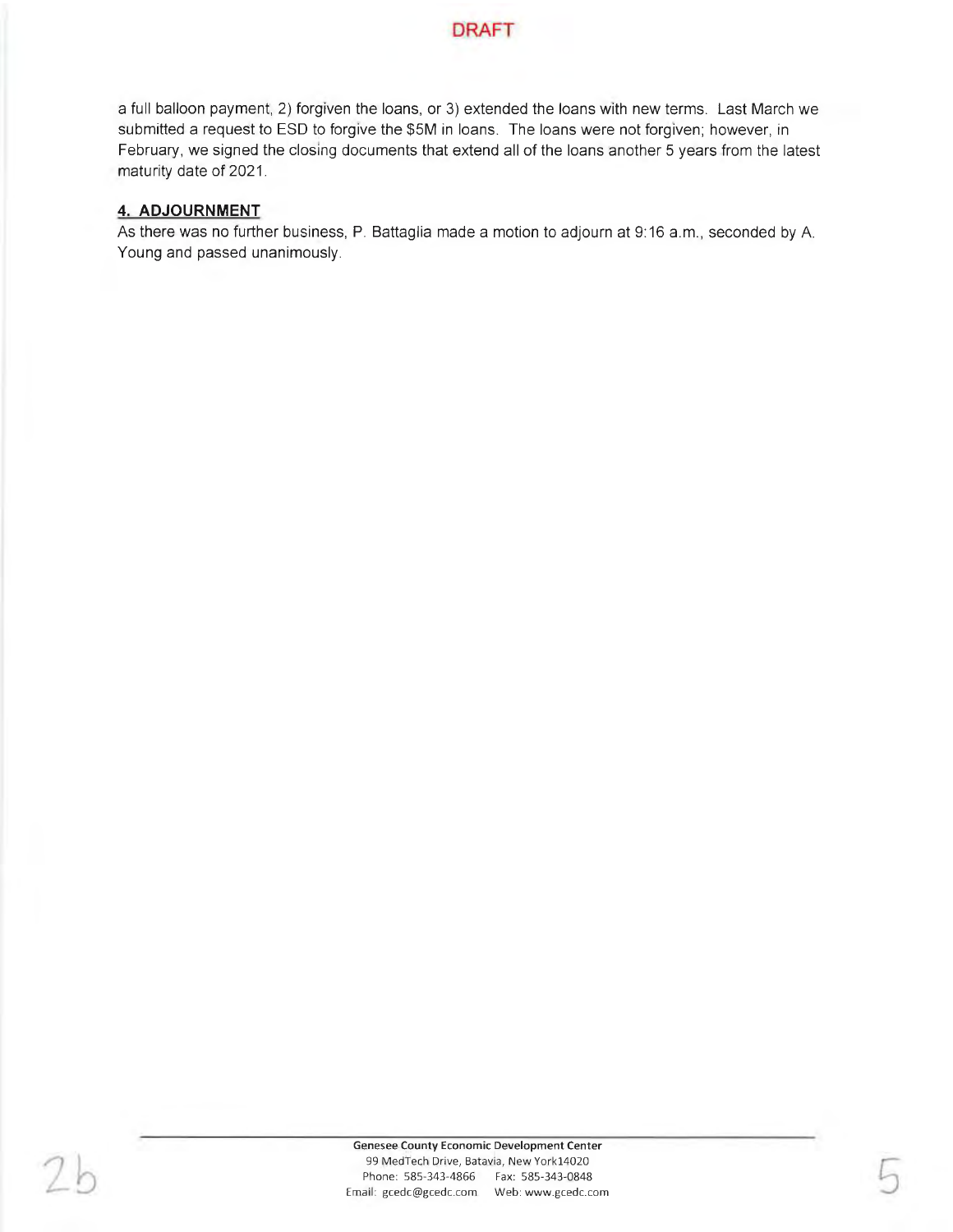DRAFT

a full balloon payment, 2) forgiven the loans, or 3) extended the loans with new terms. Last March we submitted a request to ESD to forgive the $5M in loans. The loans were not forgiven; however, in February, we signed the closing documents that extend all of the loans another 5 years from the latest maturity date of 2021.

**4. ADJOURNMENT**

As there was no further business, P. Battaglia made a motion to adjourn at 9:16 a.m., seconded by A. Young and passed unanimously.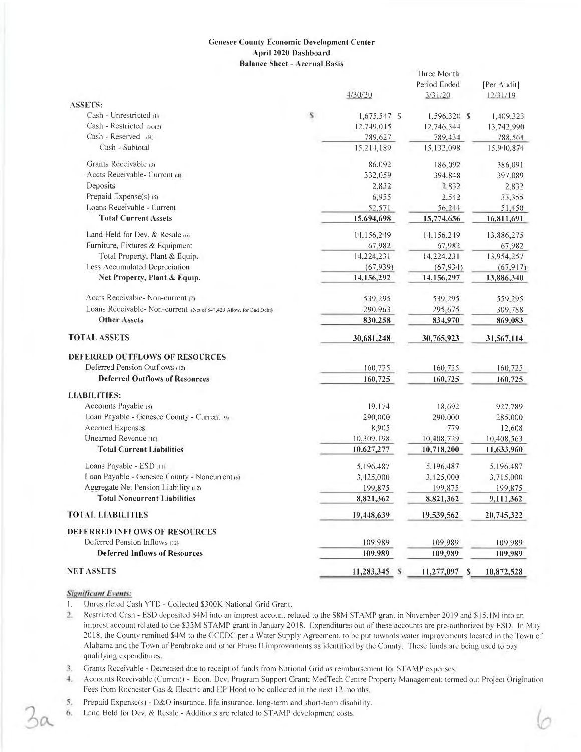**Genesee County Economic Development Center**
**April 2020 Dashboard**
**Balance Sheet - Accrual Basis**

| | 4/30/20 | Three Month Period Ended 3/31/20 | [Per Audit] 12/31/19 |
|---|---|---|---|
| **ASSETS:** | | | |
| Cash - Unrestricted (1) | $ 1,675,547 | $ 1,596,320 | $ 1,409,323 |
| Cash - Restricted (A)(2) | 12,749,015 | 12,746,344 | 13,742,990 |
| Cash - Reserved (B) | 789,627 | 789,434 | 788,561 |
| Cash - Subtotal | 15,214,189 | 15,132,098 | 15,940,874 |
| Grants Receivable (3) | 86,092 | 186,092 | 386,091 |
| Accts Receivable- Current (4) | 332,059 | 394,848 | 397,089 |
| Deposits | 2,832 | 2,832 | 2,832 |
| Prepaid Expense(s) (5) | 6,955 | 2,542 | 33,355 |
| Loans Receivable - Current | 52,571 | 56,244 | 51,450 |
| **Total Current Assets** | 15,694,698 | 15,774,656 | 16,811,691 |
| Land Held for Dev. & Resale (6) | 14,156,249 | 14,156,249 | 13,886,275 |
| Furniture, Fixtures & Equipment | 67,982 | 67,982 | 67,982 |
| Total Property, Plant & Equip. | 14,224,231 | 14,224,231 | 13,954,257 |
| Less Accumulated Depreciation | (67,939) | (67,934) | (67,917) |
| **Net Property, Plant & Equip.** | 14,156,292 | 14,156,297 | 13,886,340 |
| Accts Receivable- Non-current (7) | 539,295 | 539,295 | 559,295 |
| Loans Receivable- Non-current (Net of $47,429 Allow. for Bad Debt) | 290,963 | 295,675 | 309,788 |
| **Other Assets** | 830,258 | 834,970 | 869,083 |
| **TOTAL ASSETS** | 30,681,248 | 30,765,923 | 31,567,114 |
| **DEFERRED OUTFLOWS OF RESOURCES** | | | |
| Deferred Pension Outflows (12) | 160,725 | 160,725 | 160,725 |
| **Deferred Outflows of Resources** | 160,725 | 160,725 | 160,725 |
| **LIABILITIES:** | | | |
| Accounts Payable (8) | 19,174 | 18,692 | 927,789 |
| Loan Payable - Genesee County - Current (9) | 290,000 | 290,000 | 285,000 |
| Accrued Expenses | 8,905 | 779 | 12,608 |
| Unearned Revenue (10) | 10,309,198 | 10,408,729 | 10,408,563 |
| **Total Current Liabilities** | 10,627,277 | 10,718,200 | 11,633,960 |
| Loans Payable - ESD (11) | 5,196,487 | 5,196,487 | 5,196,487 |
| Loan Payable - Genesee County - Noncurrent (9) | 3,425,000 | 3,425,000 | 3,715,000 |
| Aggregate Net Pension Liability (12) | 199,875 | 199,875 | 199,875 |
| **Total Noncurrent Liabilities** | 8,821,362 | 8,821,362 | 9,111,362 |
| **TOTAL LIABILITIES** | 19,448,639 | 19,539,562 | 20,745,322 |
| **DEFERRED INFLOWS OF RESOURCES** | | | |
| Deferred Pension Inflows (12) | 109,989 | 109,989 | 109,989 |
| **Deferred Inflows of Resources** | 109,989 | 109,989 | 109,989 |
| **NET ASSETS** | 11,283,345 | $ 11,277,097 | $ 10,872,528 |

***Significant Events:***

1. Unrestricted Cash YTD - Collected $300K National Grid Grant.
2. Restricted Cash - ESD deposited $4M into an imprest account related to the $8M STAMP grant in November 2019 and $15.1M into an imprest account related to the $33M STAMP grant in January 2018. Expenditures out of these accounts are pre-authorized by ESD. In May 2018, the County remitted $4M to the GCEDC per a Water Supply Agreement, to be put towards water improvements located in the Town of Alabama and the Town of Pembroke and other Phase II improvements as identified by the County. These funds are being used to pay qualifying expenditures.
3. Grants Receivable - Decreased due to receipt of funds from National Grid as reimbursement for STAMP expenses.
4. Accounts Receivable (Current) - Econ. Dev. Program Support Grant; MedTech Centre Property Management; termed out Project Origination Fees from Rochester Gas & Electric and HP Hood to be collected in the next 12 months.
5. Prepaid Expense(s) - D&O insurance, life insurance, long-term and short-term disability.
6. Land Held for Dev. & Resale - Additions are related to STAMP development costs.

3a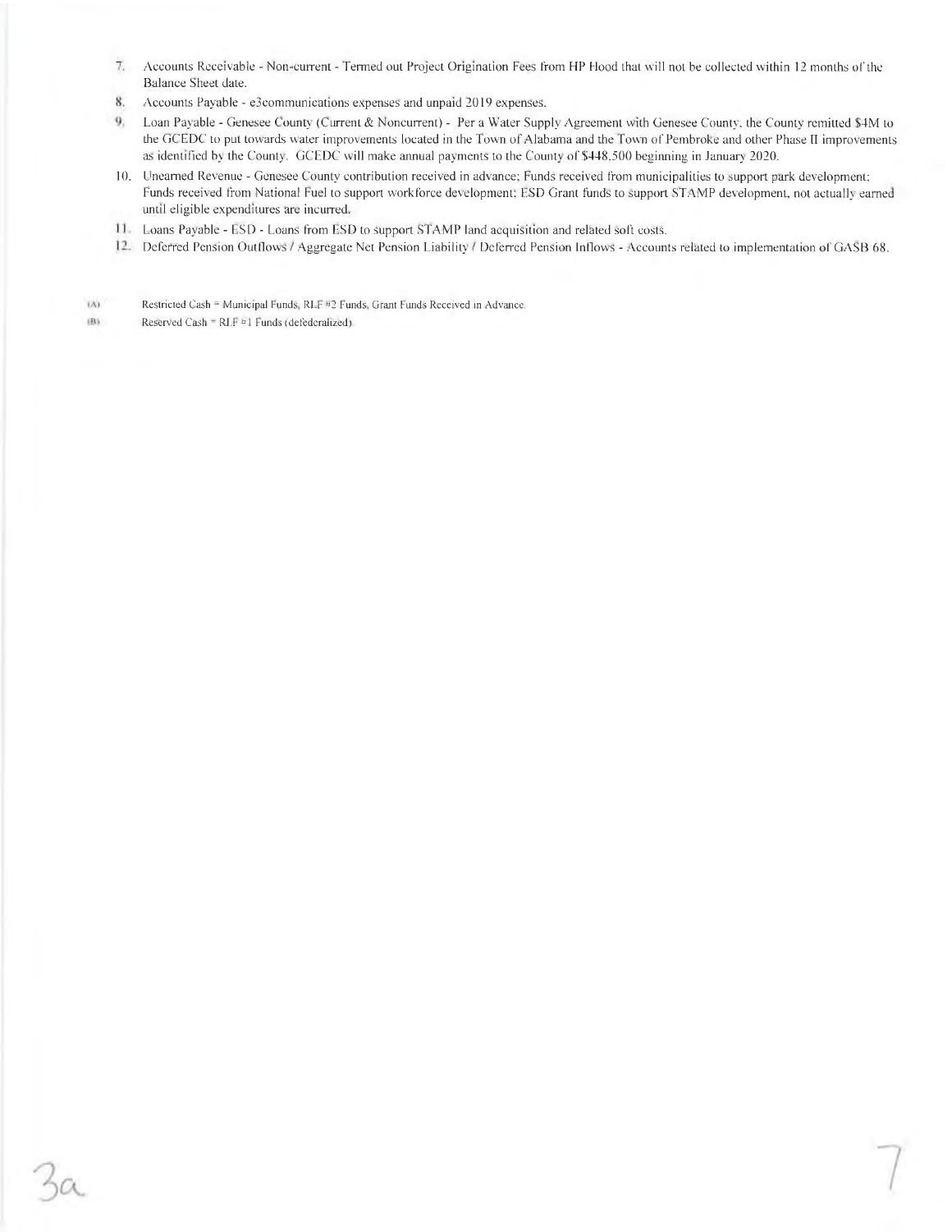7. Accounts Receivable - Non-current - Termed out Project Origination Fees from HP Hood that will not be collected within 12 months of the Balance Sheet date.
8. Accounts Payable - e3communications expenses and unpaid 2019 expenses.
9. Loan Payable - Genesee County (Current & Noncurrent) - Per a Water Supply Agreement with Genesee County, the County remitted $4M to the GCEDC to put towards water improvements located in the Town of Alabama and the Town of Pembroke and other Phase II improvements as identified by the County. GCEDC will make annual payments to the County of $448,500 beginning in January 2020.
10. Unearned Revenue - Genesee County contribution received in advance; Funds received from municipalities to support park development; Funds received from National Fuel to support workforce development; ESD Grant funds to support STAMP development, not actually earned until eligible expenditures are incurred.
11. Loans Payable - ESD - Loans from ESD to support STAMP land acquisition and related soft costs.
12. Deferred Pension Outflows / Aggregate Net Pension Liability / Deferred Pension Inflows - Accounts related to implementation of GASB 68.

(A) Restricted Cash = Municipal Funds, RLF #2 Funds, Grant Funds Received in Advance.

(B) Reserved Cash = RLF #1 Funds (defederalized).

3a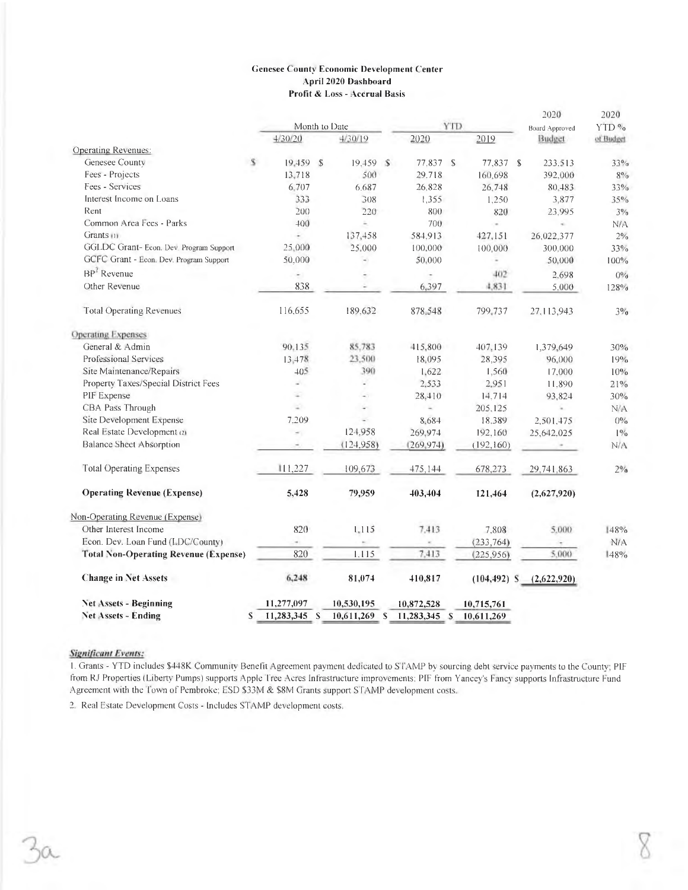**Genesee County Economic Development Center**
**April 2020 Dashboard**
**Profit & Loss - Accrual Basis**

| | Month to Date | | YTD | | 2020 Board Approved | 2020 YTD % |
|---|---|---|---|---|---|---|
| | 4/30/20 | 4/30/19 | 2020 | 2019 | Budget | of Budget |
| Operating Revenues: | | | | | | |
| Genesee County | $ 19,459 | $ 19,459 | $ 77,837 | $ 77,837 | $ 233,513 | 33% |
| Fees - Projects | 13,718 | 500 | 29,718 | 160,698 | 392,000 | 8% |
| Fees - Services | 6,707 | 6,687 | 26,828 | 26,748 | 80,483 | 33% |
| Interest Income on Loans | 333 | 308 | 1,355 | 1,250 | 3,877 | 35% |
| Rent | 200 | 220 | 800 | 820 | 23,995 | 3% |
| Common Area Fees - Parks | 400 | - | 700 | - | - | N/A |
| Grants (1) | - | 137,458 | 584,913 | 427,151 | 26,022,377 | 2% |
| GGLDC Grant- Econ. Dev. Program Support | 25,000 | 25,000 | 100,000 | 100,000 | 300,000 | 33% |
| GCFC Grant - Econ. Dev. Program Support | 50,000 | - | 50,000 | - | 50,000 | 100% |
| BP[2] Revenue | - | - | - | 402 | 2,698 | 0% |
| Other Revenue | 838 | - | 6,397 | 4,831 | 5,000 | 128% |
| Total Operating Revenues | 116,655 | 189,632 | 878,548 | 799,737 | 27,113,943 | 3% |
| Operating Expenses | | | | | | |
| General & Admin | 90,135 | 85,783 | 415,800 | 407,139 | 1,379,649 | 30% |
| Professional Services | 13,478 | 23,500 | 18,095 | 28,395 | 96,000 | 19% |
| Site Maintenance/Repairs | 405 | 390 | 1,622 | 1,560 | 17,000 | 10% |
| Property Taxes/Special District Fees | - | - | 2,533 | 2,951 | 11,890 | 21% |
| PIF Expense | - | - | 28,410 | 14,714 | 93,824 | 30% |
| CBA Pass Through | - | - | - | 205,125 | - | N/A |
| Site Development Expense | 7,209 | - | 8,684 | 18,389 | 2,501,475 | 0% |
| Real Estate Development (2) | - | 124,958 | 269,974 | 192,160 | 25,642,025 | 1% |
| Balance Sheet Absorption | - | (124,958) | (269,974) | (192,160) | - | N/A |
| Total Operating Expenses | 111,227 | 109,673 | 475,144 | 678,273 | 29,741,863 | 2% |
| **Operating Revenue (Expense)** | **5,428** | **79,959** | **403,404** | **121,464** | **(2,627,920)** | |
| Non-Operating Revenue (Expense) | | | | | | |
| Other Interest Income | 820 | 1,115 | 7,413 | 7,808 | 5,000 | 148% |
| Econ. Dev. Loan Fund (LDC/County) | - | - | - | (233,764) | - | N/A |
| **Total Non-Operating Revenue (Expense)** | 820 | 1,115 | 7,413 | (225,956) | 5,000 | 148% |
| **Change in Net Assets** | **6,248** | **81,074** | **410,817** | **(104,492)** | **$ (2,622,920)** | |
| **Net Assets - Beginning** | **11,277,097** | **10,530,195** | **10,872,528** | **10,715,761** | | |
| **Net Assets - Ending** | **$ 11,283,345** | **$ 10,611,269** | **$ 11,283,345** | **$ 10,611,269** | | |

***Significant Events:***

1. Grants - YTD includes $448K Community Benefit Agreement payment dedicated to STAMP by sourcing debt service payments to the County; PIF from RJ Properties (Liberty Pumps) supports Apple Tree Acres Infrastructure improvements; PIF from Yancey's Fancy supports Infrastructure Fund Agreement with the Town of Pembroke; ESD $33M & $8M Grants support STAMP development costs.
2. Real Estate Development Costs - Includes STAMP development costs.

3a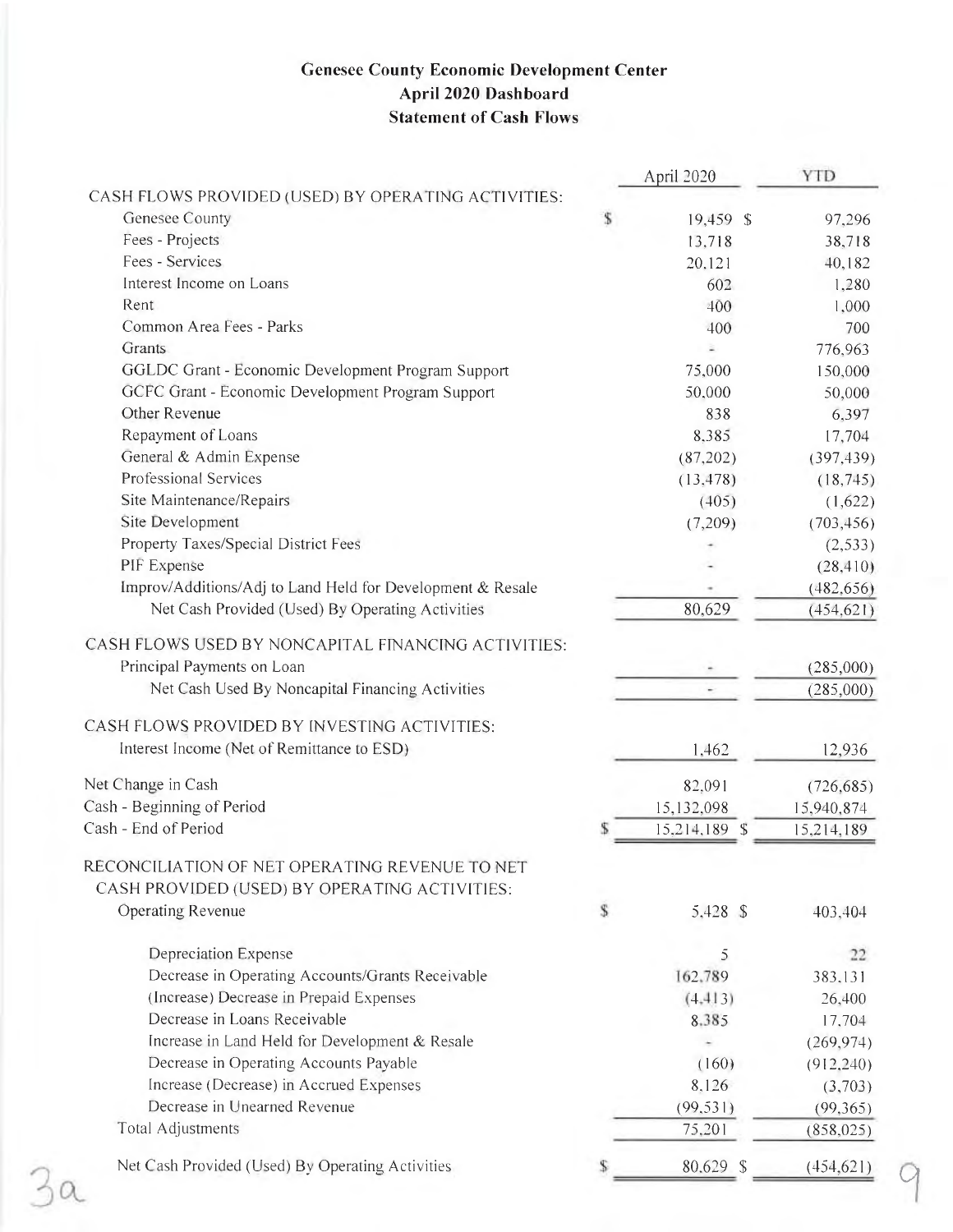# Genesee County Economic Development Center
## April 2020 Dashboard
### Statement of Cash Flows

| | April 2020 | YTD |
|---|---|---|
| **CASH FLOWS PROVIDED (USED) BY OPERATING ACTIVITIES:** | | |
| Genesee County | $ 19,459 | $ 97,296 |
| Fees - Projects | 13,718 | 38,718 |
| Fees - Services | 20,121 | 40,182 |
| Interest Income on Loans | 602 | 1,280 |
| Rent | 400 | 1,000 |
| Common Area Fees - Parks | 400 | 700 |
| Grants | - | 776,963 |
| GGLDC Grant - Economic Development Program Support | 75,000 | 150,000 |
| GCFC Grant - Economic Development Program Support | 50,000 | 50,000 |
| Other Revenue | 838 | 6,397 |
| Repayment of Loans | 8,385 | 17,704 |
| General & Admin Expense | (87,202) | (397,439) |
| Professional Services | (13,478) | (18,745) |
| Site Maintenance/Repairs | (405) | (1,622) |
| Site Development | (7,209) | (703,456) |
| Property Taxes/Special District Fees | - | (2,533) |
| PIF Expense | - | (28,410) |
| Improv/Additions/Adj to Land Held for Development & Resale | - | (482,656) |
| Net Cash Provided (Used) By Operating Activities | 80,629 | (454,621) |
| **CASH FLOWS USED BY NONCAPITAL FINANCING ACTIVITIES:** | | |
| Principal Payments on Loan | - | (285,000) |
| Net Cash Used By Noncapital Financing Activities | - | (285,000) |
| **CASH FLOWS PROVIDED BY INVESTING ACTIVITIES:** | | |
| Interest Income (Net of Remittance to ESD) | 1,462 | 12,936 |
| Net Change in Cash | 82,091 | (726,685) |
| Cash - Beginning of Period | 15,132,098 | 15,940,874 |
| Cash - End of Period | $ 15,214,189 | $ 15,214,189 |
| **RECONCILIATION OF NET OPERATING REVENUE TO NET CASH PROVIDED (USED) BY OPERATING ACTIVITIES:** | | |
| Operating Revenue | $ 5,428 | $ 403,404 |
| Depreciation Expense | 5 | 22 |
| Decrease in Operating Accounts/Grants Receivable | 162,789 | 383,131 |
| (Increase) Decrease in Prepaid Expenses | (4,413) | 26,400 |
| Decrease in Loans Receivable | 8,385 | 17,704 |
| Increase in Land Held for Development & Resale | - | (269,974) |
| Decrease in Operating Accounts Payable | (160) | (912,240) |
| Increase (Decrease) in Accrued Expenses | 8,126 | (3,703) |
| Decrease in Unearned Revenue | (99,531) | (99,365) |
| Total Adjustments | 75,201 | (858,025) |
| Net Cash Provided (Used) By Operating Activities | $ 80,629 | $ (454,621) |

3a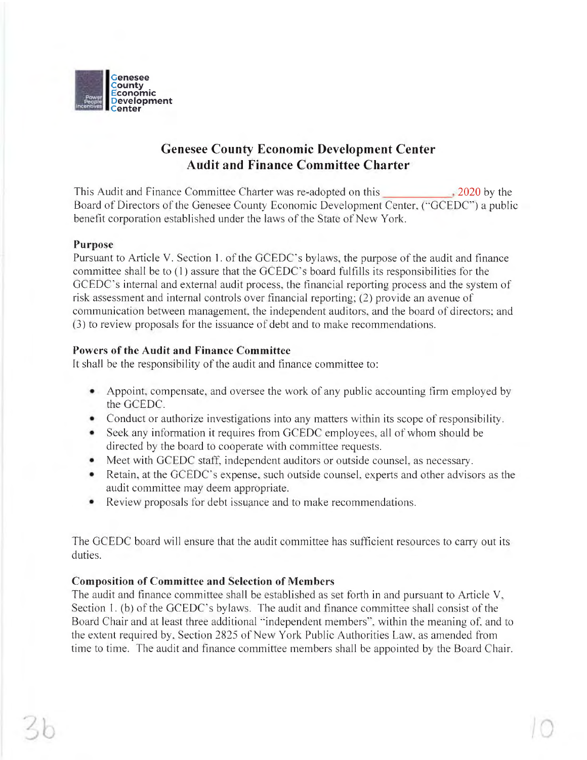Genesee County Economic Development Center

# Genesee County Economic Development Center
## Audit and Finance Committee Charter

This Audit and Finance Committee Charter was re-adopted on this ____________, 2020 by the Board of Directors of the Genesee County Economic Development Center, ("GCEDC") a public benefit corporation established under the laws of the State of New York.

**Purpose**

Pursuant to Article V. Section 1. of the GCEDC's bylaws, the purpose of the audit and finance committee shall be to (1) assure that the GCEDC's board fulfills its responsibilities for the GCEDC's internal and external audit process, the financial reporting process and the system of risk assessment and internal controls over financial reporting; (2) provide an avenue of communication between management, the independent auditors, and the board of directors; and (3) to review proposals for the issuance of debt and to make recommendations.

**Powers of the Audit and Finance Committee**

It shall be the responsibility of the audit and finance committee to:

- Appoint, compensate, and oversee the work of any public accounting firm employed by the GCEDC.
- Conduct or authorize investigations into any matters within its scope of responsibility.
- Seek any information it requires from GCEDC employees, all of whom should be directed by the board to cooperate with committee requests.
- Meet with GCEDC staff, independent auditors or outside counsel, as necessary.
- Retain, at the GCEDC's expense, such outside counsel, experts and other advisors as the audit committee may deem appropriate.
- Review proposals for debt issuance and to make recommendations.

The GCEDC board will ensure that the audit committee has sufficient resources to carry out its duties.

**Composition of Committee and Selection of Members**

The audit and finance committee shall be established as set forth in and pursuant to Article V, Section 1. (b) of the GCEDC's bylaws. The audit and finance committee shall consist of the Board Chair and at least three additional "independent members", within the meaning of, and to the extent required by, Section 2825 of New York Public Authorities Law, as amended from time to time. The audit and finance committee members shall be appointed by the Board Chair.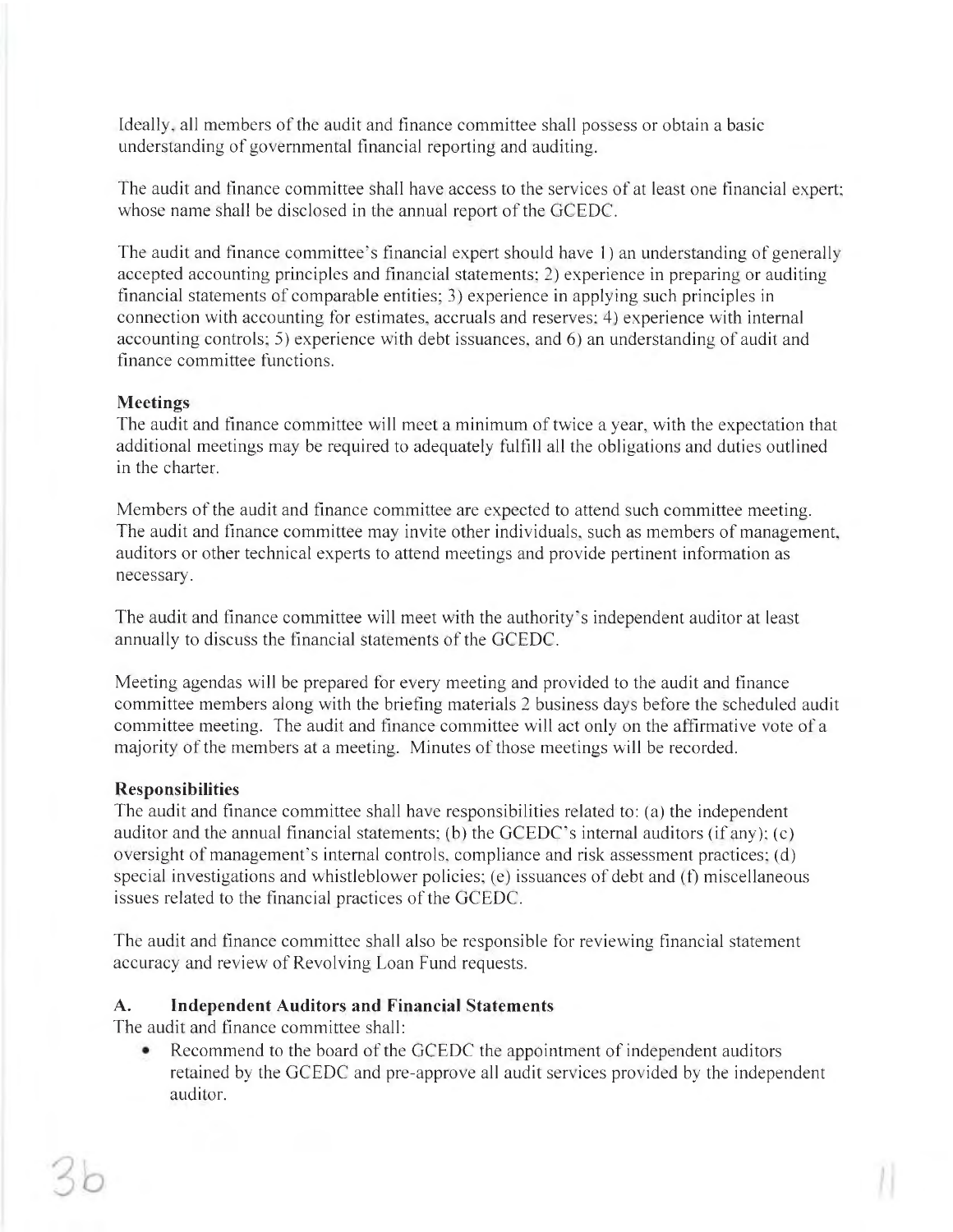Ideally, all members of the audit and finance committee shall possess or obtain a basic understanding of governmental financial reporting and auditing.

The audit and finance committee shall have access to the services of at least one financial expert; whose name shall be disclosed in the annual report of the GCEDC.

The audit and finance committee's financial expert should have 1) an understanding of generally accepted accounting principles and financial statements; 2) experience in preparing or auditing financial statements of comparable entities; 3) experience in applying such principles in connection with accounting for estimates, accruals and reserves; 4) experience with internal accounting controls; 5) experience with debt issuances, and 6) an understanding of audit and finance committee functions.

**Meetings**

The audit and finance committee will meet a minimum of twice a year, with the expectation that additional meetings may be required to adequately fulfill all the obligations and duties outlined in the charter.

Members of the audit and finance committee are expected to attend such committee meeting. The audit and finance committee may invite other individuals, such as members of management, auditors or other technical experts to attend meetings and provide pertinent information as necessary.

The audit and finance committee will meet with the authority's independent auditor at least annually to discuss the financial statements of the GCEDC.

Meeting agendas will be prepared for every meeting and provided to the audit and finance committee members along with the briefing materials 2 business days before the scheduled audit committee meeting. The audit and finance committee will act only on the affirmative vote of a majority of the members at a meeting. Minutes of those meetings will be recorded.

**Responsibilities**

The audit and finance committee shall have responsibilities related to: (a) the independent auditor and the annual financial statements; (b) the GCEDC's internal auditors (if any); (c) oversight of management's internal controls, compliance and risk assessment practices; (d) special investigations and whistleblower policies; (e) issuances of debt and (f) miscellaneous issues related to the financial practices of the GCEDC.

The audit and finance committee shall also be responsible for reviewing financial statement accuracy and review of Revolving Loan Fund requests.

**A. Independent Auditors and Financial Statements**

The audit and finance committee shall:

- Recommend to the board of the GCEDC the appointment of independent auditors retained by the GCEDC and pre-approve all audit services provided by the independent auditor.

3b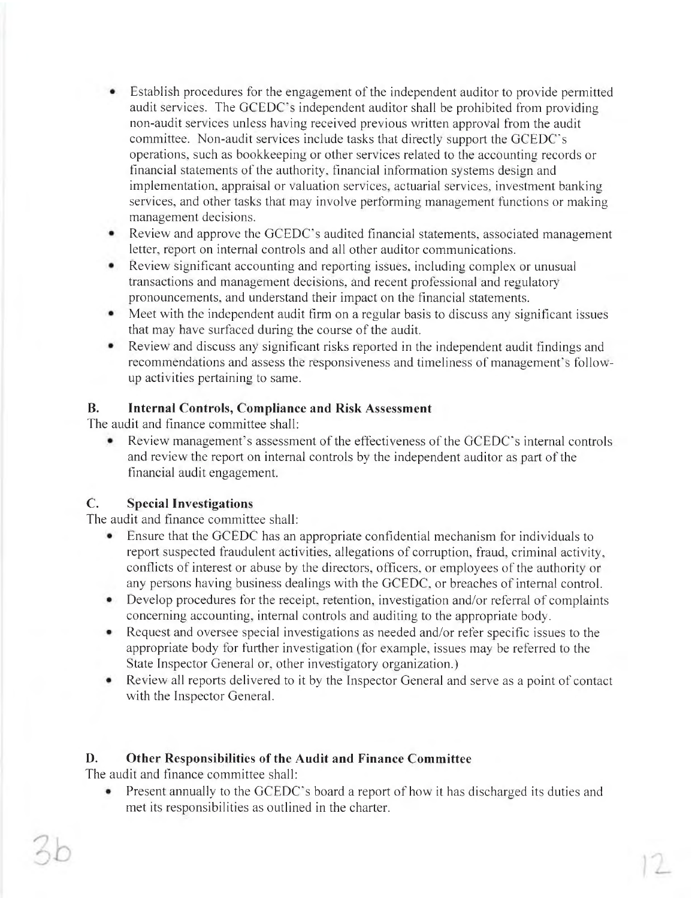- Establish procedures for the engagement of the independent auditor to provide permitted audit services. The GCEDC's independent auditor shall be prohibited from providing non-audit services unless having received previous written approval from the audit committee. Non-audit services include tasks that directly support the GCEDC's operations, such as bookkeeping or other services related to the accounting records or financial statements of the authority, financial information systems design and implementation, appraisal or valuation services, actuarial services, investment banking services, and other tasks that may involve performing management functions or making management decisions.
- Review and approve the GCEDC's audited financial statements, associated management letter, report on internal controls and all other auditor communications.
- Review significant accounting and reporting issues, including complex or unusual transactions and management decisions, and recent professional and regulatory pronouncements, and understand their impact on the financial statements.
- Meet with the independent audit firm on a regular basis to discuss any significant issues that may have surfaced during the course of the audit.
- Review and discuss any significant risks reported in the independent audit findings and recommendations and assess the responsiveness and timeliness of management's follow-up activities pertaining to same.

### B. Internal Controls, Compliance and Risk Assessment

The audit and finance committee shall:

- Review management's assessment of the effectiveness of the GCEDC's internal controls and review the report on internal controls by the independent auditor as part of the financial audit engagement.

### C. Special Investigations

The audit and finance committee shall:

- Ensure that the GCEDC has an appropriate confidential mechanism for individuals to report suspected fraudulent activities, allegations of corruption, fraud, criminal activity, conflicts of interest or abuse by the directors, officers, or employees of the authority or any persons having business dealings with the GCEDC, or breaches of internal control.
- Develop procedures for the receipt, retention, investigation and/or referral of complaints concerning accounting, internal controls and auditing to the appropriate body.
- Request and oversee special investigations as needed and/or refer specific issues to the appropriate body for further investigation (for example, issues may be referred to the State Inspector General or, other investigatory organization.)
- Review all reports delivered to it by the Inspector General and serve as a point of contact with the Inspector General.

### D. Other Responsibilities of the Audit and Finance Committee

The audit and finance committee shall:

- Present annually to the GCEDC's board a report of how it has discharged its duties and met its responsibilities as outlined in the charter.

3b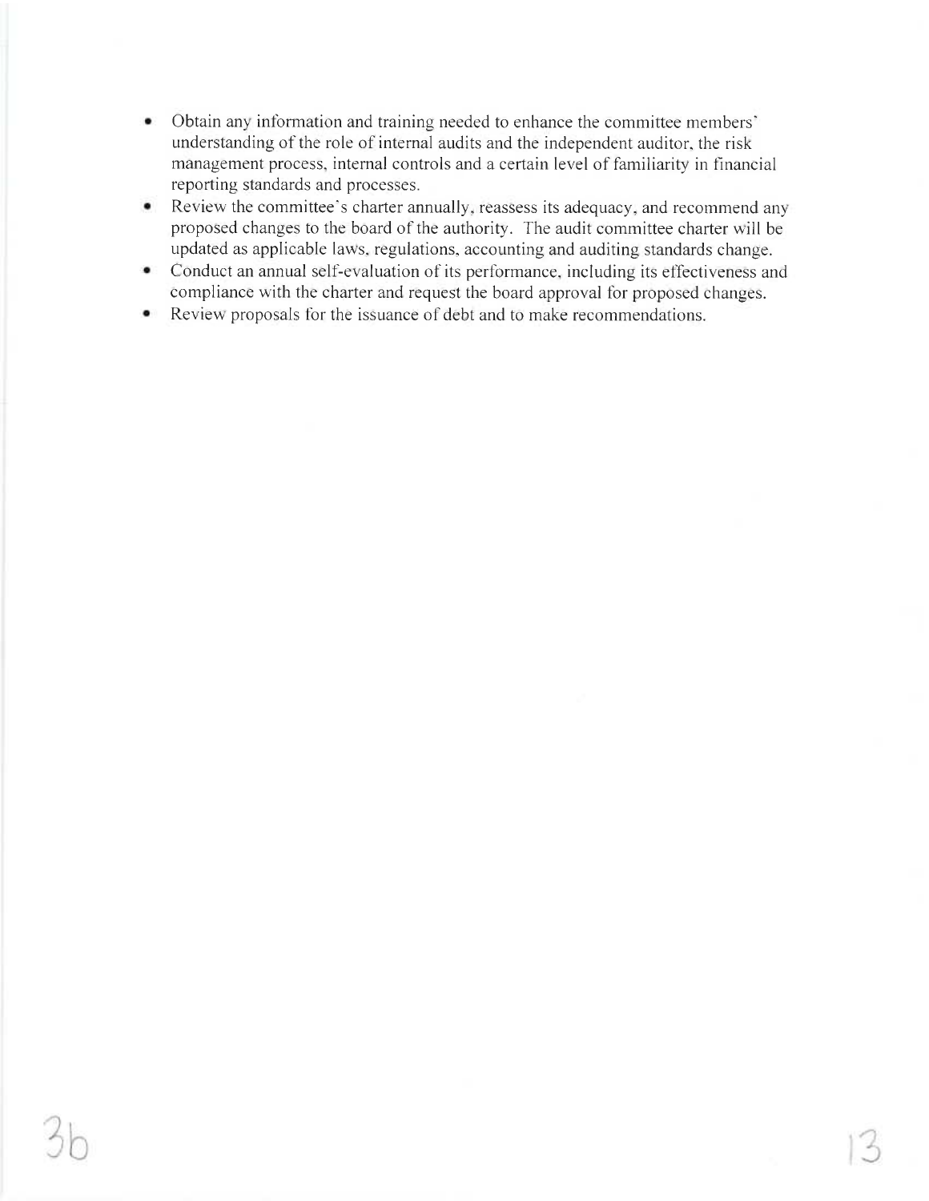- Obtain any information and training needed to enhance the committee members' understanding of the role of internal audits and the independent auditor, the risk management process, internal controls and a certain level of familiarity in financial reporting standards and processes.
- Review the committee's charter annually, reassess its adequacy, and recommend any proposed changes to the board of the authority. The audit committee charter will be updated as applicable laws, regulations, accounting and auditing standards change.
- Conduct an annual self-evaluation of its performance, including its effectiveness and compliance with the charter and request the board approval for proposed changes.
- Review proposals for the issuance of debt and to make recommendations.

3b